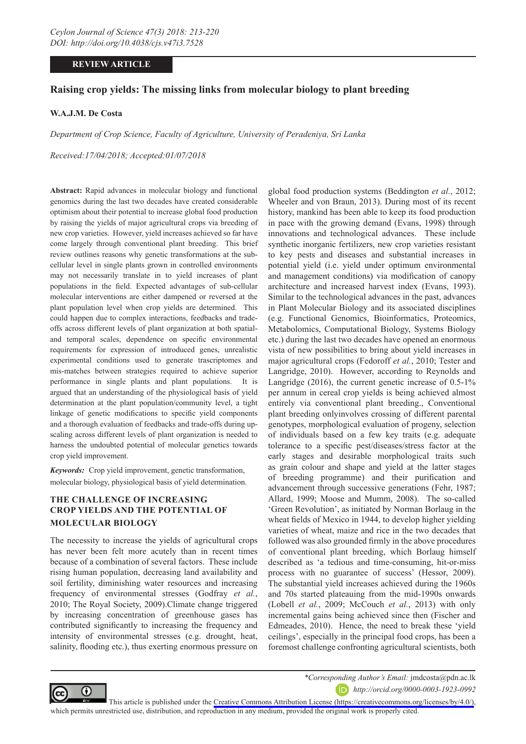REVIEW ARTICLE

# Raising crop yields: The missing links from molecular biology to plant breeding

**W.A.J.M. De Costa**

*Department of Crop Science, Faculty of Agriculture, University of Peradeniya, Sri Lanka*

*Received:17/04/2018; Accepted:01/07/2018*

**Abstract:** Rapid advances in molecular biology and functional genomics during the last two decades have created considerable optimism about their potential to increase global food production by raising the yields of major agricultural crops via breeding of new crop varieties. However, yield increases achieved so far have come largely through conventional plant breeding. This brief review outlines reasons why genetic transformations at the sub-cellular level in single plants grown in controlled environments may not necessarily translate in to yield increases of plant populations in the field. Expected advantages of sub-cellular molecular interventions are either dampened or reversed at the plant population level when crop yields are determined. This could happen due to complex interactions, feedbacks and trade-offs across different levels of plant organization at both spatial- and temporal scales, dependence on specific environmental requirements for expression of introduced genes, unrealistic experimental conditions used to generate trascriptomes and mis-matches between strategies required to achieve superior performance in single plants and plant populations. It is argued that an understanding of the physiological basis of yield determination at the plant population/community level, a tight linkage of genetic modifications to specific yield components and a thorough evaluation of feedbacks and trade-offs during up-scaling across different levels of plant organization is needed to harness the undoubted potential of molecular genetics towards crop yield improvement.

***Keywords:*** Crop yield improvement, genetic transformation, molecular biology, physiological basis of yield determination.

## THE CHALLENGE OF INCREASING CROP YIELDS AND THE POTENTIAL OF MOLECULAR BIOLOGY

The necessity to increase the yields of agricultural crops has never been felt more acutely than in recent times because of a combination of several factors. These include rising human population, decreasing land availability and soil fertility, diminishing water resources and increasing frequency of environmental stresses (Godfray *et al.*, 2010; The Royal Society, 2009).Climate change triggered by increasing concentration of greenhouse gases has contributed significantly to increasing the frequency and intensity of environmental stresses (e.g. drought, heat, salinity, flooding etc.), thus exerting enormous pressure on global food production systems (Beddington *et al.*, 2012; Wheeler and von Braun, 2013). During most of its recent history, mankind has been able to keep its food production in pace with the growing demand (Evans, 1998) through innovations and technological advances. These include synthetic inorganic fertilizers, new crop varieties resistant to key pests and diseases and substantial increases in potential yield (i.e. yield under optimum environmental and management conditions) via modification of canopy architecture and increased harvest index (Evans, 1993). Similar to the technological advances in the past, advances in Plant Molecular Biology and its associated disciplines (e.g. Functional Genomics, Bioinformatics, Proteomics, Metabolomics, Computational Biology, Systems Biology etc.) during the last two decades have opened an enormous vista of new possibilities to bring about yield increases in major agricultural crops (Fedoroff *et al.*, 2010; Tester and Langridge, 2010). However, according to Reynolds and Langridge (2016), the current genetic increase of 0.5-1% per annum in cereal crop yields is being achieved almost entirely via conventional plant breeding., Conventional plant breeding onlyinvolves crossing of different parental genotypes, morphological evaluation of progeny, selection of individuals based on a few key traits (e.g. adequate tolerance to a specific pest/diseases/stress factor at the early stages and desirable morphological traits such as grain colour and shape and yield at the latter stages of breeding programme) and their purification and advancement through successive generations (Fehr, 1987; Allard, 1999; Moose and Mumm, 2008). The so-called 'Green Revolution', as initiated by Norman Borlaug in the wheat fields of Mexico in 1944, to develop higher yielding varieties of wheat, maize and rice in the two decades that followed was also grounded firmly in the above procedures of conventional plant breeding, which Borlaug himself described as 'a tedious and time-consuming, hit-or-miss process with no guarantee of success' (Hessor, 2009). The substantial yield increases achieved during the 1960s and 70s started plateauing from the mid-1990s onwards (Lobell *et al.*, 2009; McCouch *et al.*, 2013) with only incremental gains being achieved since then (Fischer and Edmeades, 2010). Hence, the need to break these 'yield ceilings', especially in the principal food crops, has been a foremost challenge confronting agricultural scientists, both

*\*Corresponding Author's Email:* jmdcosta@pdn.ac.lk

http://orcid.org/0000-0003-1923-0992

This article is published under the Creative Commons Attribution License (https://creativecommons.org/licenses/by/4.0/), which permits unrestricted use, distribution, and reproduction in any medium, provided the original work is properly cited.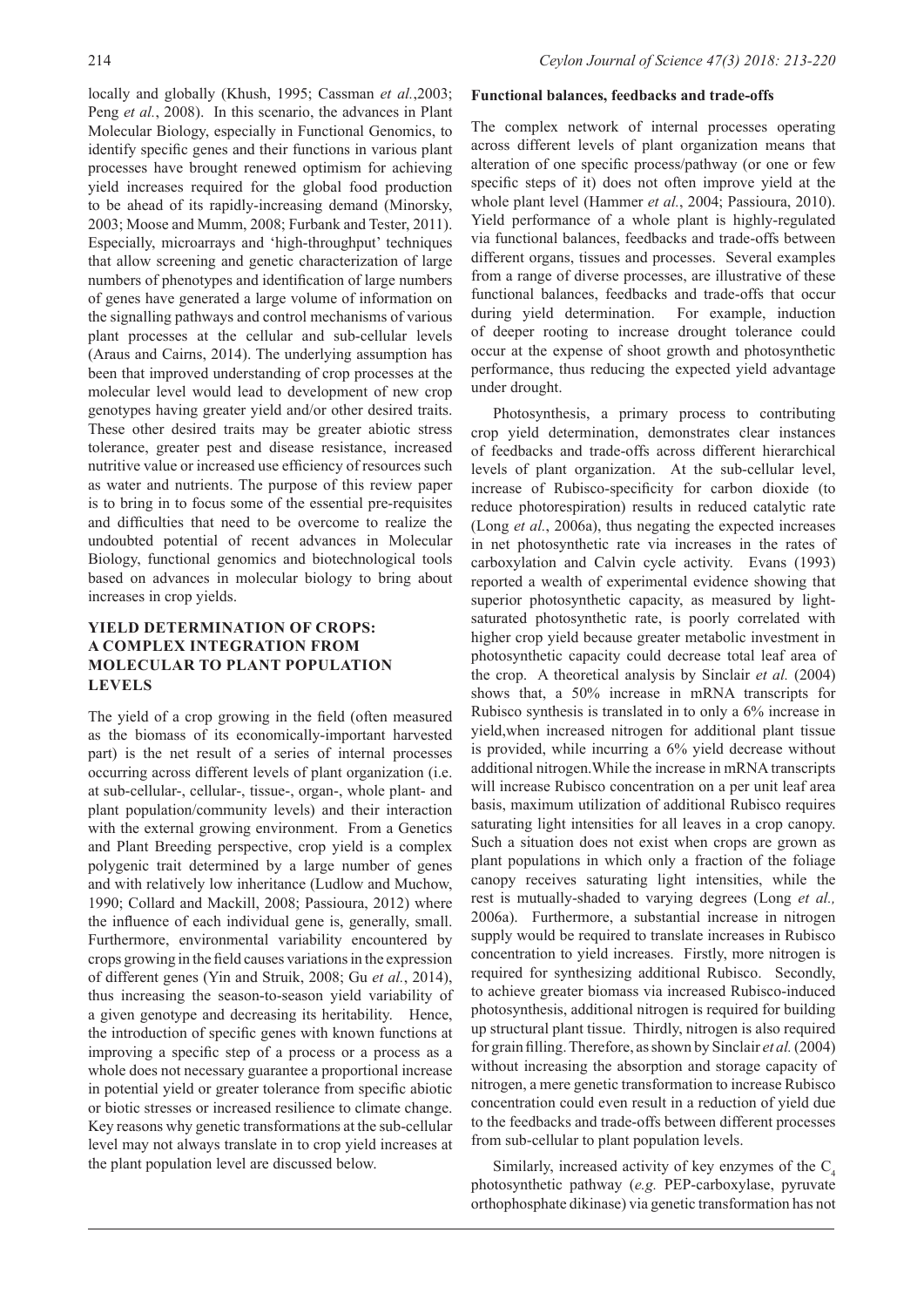locally and globally (Khush, 1995; Cassman *et al.*,2003; Peng *et al.*, 2008). In this scenario, the advances in Plant Molecular Biology, especially in Functional Genomics, to identify specific genes and their functions in various plant processes have brought renewed optimism for achieving yield increases required for the global food production to be ahead of its rapidly-increasing demand (Minorsky, 2003; Moose and Mumm, 2008; Furbank and Tester, 2011). Especially, microarrays and 'high-throughput' techniques that allow screening and genetic characterization of large numbers of phenotypes and identification of large numbers of genes have generated a large volume of information on the signalling pathways and control mechanisms of various plant processes at the cellular and sub-cellular levels (Araus and Cairns, 2014). The underlying assumption has been that improved understanding of crop processes at the molecular level would lead to development of new crop genotypes having greater yield and/or other desired traits. These other desired traits may be greater abiotic stress tolerance, greater pest and disease resistance, increased nutritive value or increased use efficiency of resources such as water and nutrients. The purpose of this review paper is to bring in to focus some of the essential pre-requisites and difficulties that need to be overcome to realize the undoubted potential of recent advances in Molecular Biology, functional genomics and biotechnological tools based on advances in molecular biology to bring about increases in crop yields.

## YIELD DETERMINATION OF CROPS: A COMPLEX INTEGRATION FROM MOLECULAR TO PLANT POPULATION LEVELS

The yield of a crop growing in the field (often measured as the biomass of its economically-important harvested part) is the net result of a series of internal processes occurring across different levels of plant organization (i.e. at sub-cellular-, cellular-, tissue-, organ-, whole plant- and plant population/community levels) and their interaction with the external growing environment. From a Genetics and Plant Breeding perspective, crop yield is a complex polygenic trait determined by a large number of genes and with relatively low inheritance (Ludlow and Muchow, 1990; Collard and Mackill, 2008; Passioura, 2012) where the influence of each individual gene is, generally, small. Furthermore, environmental variability encountered by crops growing in the field causes variations in the expression of different genes (Yin and Struik, 2008; Gu *et al.*, 2014), thus increasing the season-to-season yield variability of a given genotype and decreasing its heritability. Hence, the introduction of specific genes with known functions at improving a specific step of a process or a process as a whole does not necessary guarantee a proportional increase in potential yield or greater tolerance from specific abiotic or biotic stresses or increased resilience to climate change. Key reasons why genetic transformations at the sub-cellular level may not always translate in to crop yield increases at the plant population level are discussed below.

### Functional balances, feedbacks and trade-offs

The complex network of internal processes operating across different levels of plant organization means that alteration of one specific process/pathway (or one or few specific steps of it) does not often improve yield at the whole plant level (Hammer *et al.*, 2004; Passioura, 2010). Yield performance of a whole plant is highly-regulated via functional balances, feedbacks and trade-offs between different organs, tissues and processes. Several examples from a range of diverse processes, are illustrative of these functional balances, feedbacks and trade-offs that occur during yield determination. For example, induction of deeper rooting to increase drought tolerance could occur at the expense of shoot growth and photosynthetic performance, thus reducing the expected yield advantage under drought.

Photosynthesis, a primary process to contributing crop yield determination, demonstrates clear instances of feedbacks and trade-offs across different hierarchical levels of plant organization. At the sub-cellular level, increase of Rubisco-specificity for carbon dioxide (to reduce photorespiration) results in reduced catalytic rate (Long *et al.*, 2006a), thus negating the expected increases in net photosynthetic rate via increases in the rates of carboxylation and Calvin cycle activity. Evans (1993) reported a wealth of experimental evidence showing that superior photosynthetic capacity, as measured by light-saturated photosynthetic rate, is poorly correlated with higher crop yield because greater metabolic investment in photosynthetic capacity could decrease total leaf area of the crop. A theoretical analysis by Sinclair *et al.* (2004) shows that, a 50% increase in mRNA transcripts for Rubisco synthesis is translated in to only a 6% increase in yield,when increased nitrogen for additional plant tissue is provided, while incurring a 6% yield decrease without additional nitrogen.While the increase in mRNA transcripts will increase Rubisco concentration on a per unit leaf area basis, maximum utilization of additional Rubisco requires saturating light intensities for all leaves in a crop canopy. Such a situation does not exist when crops are grown as plant populations in which only a fraction of the foliage canopy receives saturating light intensities, while the rest is mutually-shaded to varying degrees (Long *et al.,* 2006a). Furthermore, a substantial increase in nitrogen supply would be required to translate increases in Rubisco concentration to yield increases. Firstly, more nitrogen is required for synthesizing additional Rubisco. Secondly, to achieve greater biomass via increased Rubisco-induced photosynthesis, additional nitrogen is required for building up structural plant tissue. Thirdly, nitrogen is also required for grain filling. Therefore, as shown by Sinclair *et al.* (2004) without increasing the absorption and storage capacity of nitrogen, a mere genetic transformation to increase Rubisco concentration could even result in a reduction of yield due to the feedbacks and trade-offs between different processes from sub-cellular to plant population levels.

Similarly, increased activity of key enzymes of the $C_4$ photosynthetic pathway (*e.g.* PEP-carboxylase, pyruvate orthophosphate dikinase) via genetic transformation has not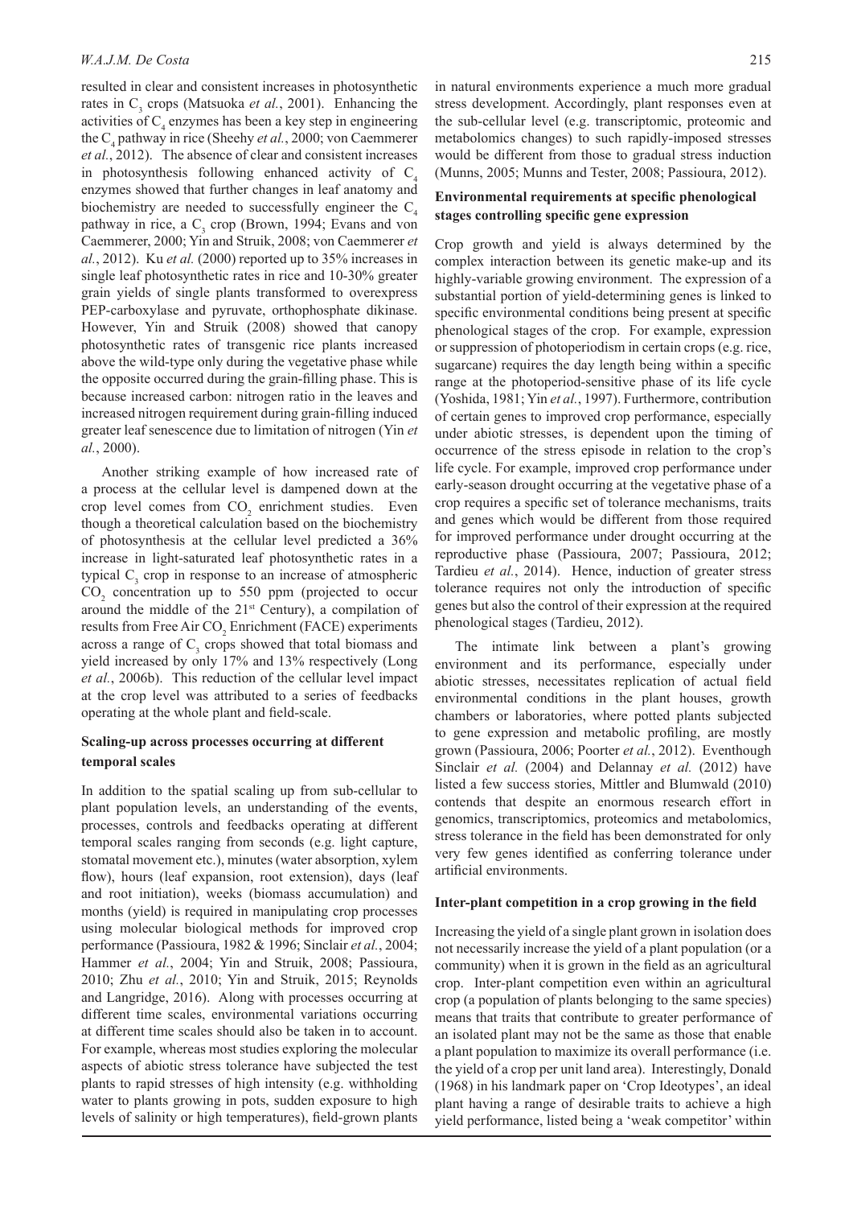resulted in clear and consistent increases in photosynthetic rates in $C_3$ crops (Matsuoka *et al.*, 2001). Enhancing the activities of $C_4$ enzymes has been a key step in engineering the $C_4$ pathway in rice (Sheehy *et al.*, 2000; von Caemmerer *et al.*, 2012). The absence of clear and consistent increases in photosynthesis following enhanced activity of $C_4$ enzymes showed that further changes in leaf anatomy and biochemistry are needed to successfully engineer the $C_4$ pathway in rice, a $C_3$ crop (Brown, 1994; Evans and von Caemmerer, 2000; Yin and Struik, 2008; von Caemmerer *et al.*, 2012). Ku *et al.* (2000) reported up to 35% increases in single leaf photosynthetic rates in rice and 10-30% greater grain yields of single plants transformed to overexpress PEP-carboxylase and pyruvate, orthophosphate dikinase. However, Yin and Struik (2008) showed that canopy photosynthetic rates of transgenic rice plants increased above the wild-type only during the vegetative phase while the opposite occurred during the grain-filling phase. This is because increased carbon: nitrogen ratio in the leaves and increased nitrogen requirement during grain-filling induced greater leaf senescence due to limitation of nitrogen (Yin *et al.*, 2000).

Another striking example of how increased rate of a process at the cellular level is dampened down at the crop level comes from $CO_2$ enrichment studies. Even though a theoretical calculation based on the biochemistry of photosynthesis at the cellular level predicted a 36% increase in light-saturated leaf photosynthetic rates in a typical $C_3$ crop in response to an increase of atmospheric $CO_2$ concentration up to 550 ppm (projected to occur around the middle of the 21st Century), a compilation of results from Free Air $CO_2$ Enrichment (FACE) experiments across a range of $C_3$ crops showed that total biomass and yield increased by only 17% and 13% respectively (Long *et al.*, 2006b). This reduction of the cellular level impact at the crop level was attributed to a series of feedbacks operating at the whole plant and field-scale.

### Scaling-up across processes occurring at different temporal scales

In addition to the spatial scaling up from sub-cellular to plant population levels, an understanding of the events, processes, controls and feedbacks operating at different temporal scales ranging from seconds (e.g. light capture, stomatal movement etc.), minutes (water absorption, xylem flow), hours (leaf expansion, root extension), days (leaf and root initiation), weeks (biomass accumulation) and months (yield) is required in manipulating crop processes using molecular biological methods for improved crop performance (Passioura, 1982 & 1996; Sinclair *et al.*, 2004; Hammer *et al.*, 2004; Yin and Struik, 2008; Passioura, 2010; Zhu *et al.*, 2010; Yin and Struik, 2015; Reynolds and Langridge, 2016). Along with processes occurring at different time scales, environmental variations occurring at different time scales should also be taken in to account. For example, whereas most studies exploring the molecular aspects of abiotic stress tolerance have subjected the test plants to rapid stresses of high intensity (e.g. withholding water to plants growing in pots, sudden exposure to high levels of salinity or high temperatures), field-grown plants in natural environments experience a much more gradual stress development. Accordingly, plant responses even at the sub-cellular level (e.g. transcriptomic, proteomic and metabolomics changes) to such rapidly-imposed stresses would be different from those to gradual stress induction (Munns, 2005; Munns and Tester, 2008; Passioura, 2012).

### Environmental requirements at specific phenological stages controlling specific gene expression

Crop growth and yield is always determined by the complex interaction between its genetic make-up and its highly-variable growing environment. The expression of a substantial portion of yield-determining genes is linked to specific environmental conditions being present at specific phenological stages of the crop. For example, expression or suppression of photoperiodism in certain crops (e.g. rice, sugarcane) requires the day length being within a specific range at the photoperiod-sensitive phase of its life cycle (Yoshida, 1981; Yin *et al.*, 1997). Furthermore, contribution of certain genes to improved crop performance, especially under abiotic stresses, is dependent upon the timing of occurrence of the stress episode in relation to the crop's life cycle. For example, improved crop performance under early-season drought occurring at the vegetative phase of a crop requires a specific set of tolerance mechanisms, traits and genes which would be different from those required for improved performance under drought occurring at the reproductive phase (Passioura, 2007; Passioura, 2012; Tardieu *et al.*, 2014). Hence, induction of greater stress tolerance requires not only the introduction of specific genes but also the control of their expression at the required phenological stages (Tardieu, 2012).

The intimate link between a plant's growing environment and its performance, especially under abiotic stresses, necessitates replication of actual field environmental conditions in the plant houses, growth chambers or laboratories, where potted plants subjected to gene expression and metabolic profiling, are mostly grown (Passioura, 2006; Poorter *et al.*, 2012). Eventhough Sinclair *et al.* (2004) and Delannay *et al.* (2012) have listed a few success stories, Mittler and Blumwald (2010) contends that despite an enormous research effort in genomics, transcriptomics, proteomics and metabolomics, stress tolerance in the field has been demonstrated for only very few genes identified as conferring tolerance under artificial environments.

### Inter-plant competition in a crop growing in the field

Increasing the yield of a single plant grown in isolation does not necessarily increase the yield of a plant population (or a community) when it is grown in the field as an agricultural crop. Inter-plant competition even within an agricultural crop (a population of plants belonging to the same species) means that traits that contribute to greater performance of an isolated plant may not be the same as those that enable a plant population to maximize its overall performance (i.e. the yield of a crop per unit land area). Interestingly, Donald (1968) in his landmark paper on 'Crop Ideotypes', an ideal plant having a range of desirable traits to achieve a high yield performance, listed being a 'weak competitor' within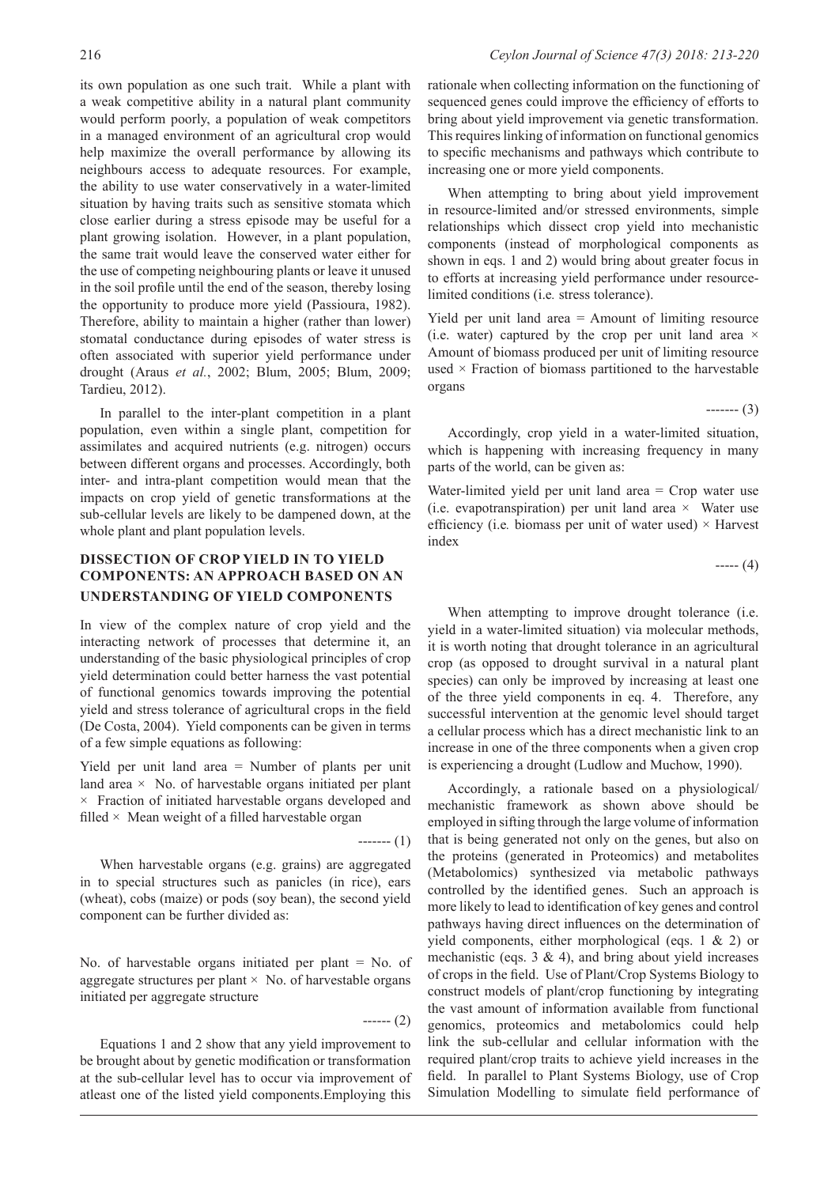its own population as one such trait. While a plant with a weak competitive ability in a natural plant community would perform poorly, a population of weak competitors in a managed environment of an agricultural crop would help maximize the overall performance by allowing its neighbours access to adequate resources. For example, the ability to use water conservatively in a water-limited situation by having traits such as sensitive stomata which close earlier during a stress episode may be useful for a plant growing isolation. However, in a plant population, the same trait would leave the conserved water either for the use of competing neighbouring plants or leave it unused in the soil profile until the end of the season, thereby losing the opportunity to produce more yield (Passioura, 1982). Therefore, ability to maintain a higher (rather than lower) stomatal conductance during episodes of water stress is often associated with superior yield performance under drought (Araus *et al.*, 2002; Blum, 2005; Blum, 2009; Tardieu, 2012).

In parallel to the inter-plant competition in a plant population, even within a single plant, competition for assimilates and acquired nutrients (e.g. nitrogen) occurs between different organs and processes. Accordingly, both inter- and intra-plant competition would mean that the impacts on crop yield of genetic transformations at the sub-cellular levels are likely to be dampened down, at the whole plant and plant population levels.

## DISSECTION OF CROP YIELD IN TO YIELD COMPONENTS: AN APPROACH BASED ON AN UNDERSTANDING OF YIELD COMPONENTS

In view of the complex nature of crop yield and the interacting network of processes that determine it, an understanding of the basic physiological principles of crop yield determination could better harness the vast potential of functional genomics towards improving the potential yield and stress tolerance of agricultural crops in the field (De Costa, 2004). Yield components can be given in terms of a few simple equations as following:

Yield per unit land area = Number of plants per unit land area × No. of harvestable organs initiated per plant × Fraction of initiated harvestable organs developed and filled × Mean weight of a filled harvestable organ

------- (1)

When harvestable organs (e.g. grains) are aggregated in to special structures such as panicles (in rice), ears (wheat), cobs (maize) or pods (soy bean), the second yield component can be further divided as:

No. of harvestable organs initiated per plant = No. of aggregate structures per plant × No. of harvestable organs initiated per aggregate structure

------ (2)

Equations 1 and 2 show that any yield improvement to be brought about by genetic modification or transformation at the sub-cellular level has to occur via improvement of atleast one of the listed yield components.Employing this rationale when collecting information on the functioning of sequenced genes could improve the efficiency of efforts to bring about yield improvement via genetic transformation. This requires linking of information on functional genomics to specific mechanisms and pathways which contribute to increasing one or more yield components.

When attempting to bring about yield improvement in resource-limited and/or stressed environments, simple relationships which dissect crop yield into mechanistic components (instead of morphological components as shown in eqs. 1 and 2) would bring about greater focus in to efforts at increasing yield performance under resource-limited conditions (i.e*.* stress tolerance).

Yield per unit land area = Amount of limiting resource (i.e. water) captured by the crop per unit land area × Amount of biomass produced per unit of limiting resource used × Fraction of biomass partitioned to the harvestable organs

------- (3)

Accordingly, crop yield in a water-limited situation, which is happening with increasing frequency in many parts of the world, can be given as:

Water-limited yield per unit land area = Crop water use (i.e. evapotranspiration) per unit land area × Water use efficiency (i.e*.* biomass per unit of water used) × Harvest index

----- (4)

When attempting to improve drought tolerance (i.e. yield in a water-limited situation) via molecular methods, it is worth noting that drought tolerance in an agricultural crop (as opposed to drought survival in a natural plant species) can only be improved by increasing at least one of the three yield components in eq. 4. Therefore, any successful intervention at the genomic level should target a cellular process which has a direct mechanistic link to an increase in one of the three components when a given crop is experiencing a drought (Ludlow and Muchow, 1990).

Accordingly, a rationale based on a physiological/mechanistic framework as shown above should be employed in sifting through the large volume of information that is being generated not only on the genes, but also on the proteins (generated in Proteomics) and metabolites (Metabolomics) synthesized via metabolic pathways controlled by the identified genes. Such an approach is more likely to lead to identification of key genes and control pathways having direct influences on the determination of yield components, either morphological (eqs. 1 & 2) or mechanistic (eqs. 3 & 4), and bring about yield increases of crops in the field. Use of Plant/Crop Systems Biology to construct models of plant/crop functioning by integrating the vast amount of information available from functional genomics, proteomics and metabolomics could help link the sub-cellular and cellular information with the required plant/crop traits to achieve yield increases in the field. In parallel to Plant Systems Biology, use of Crop Simulation Modelling to simulate field performance of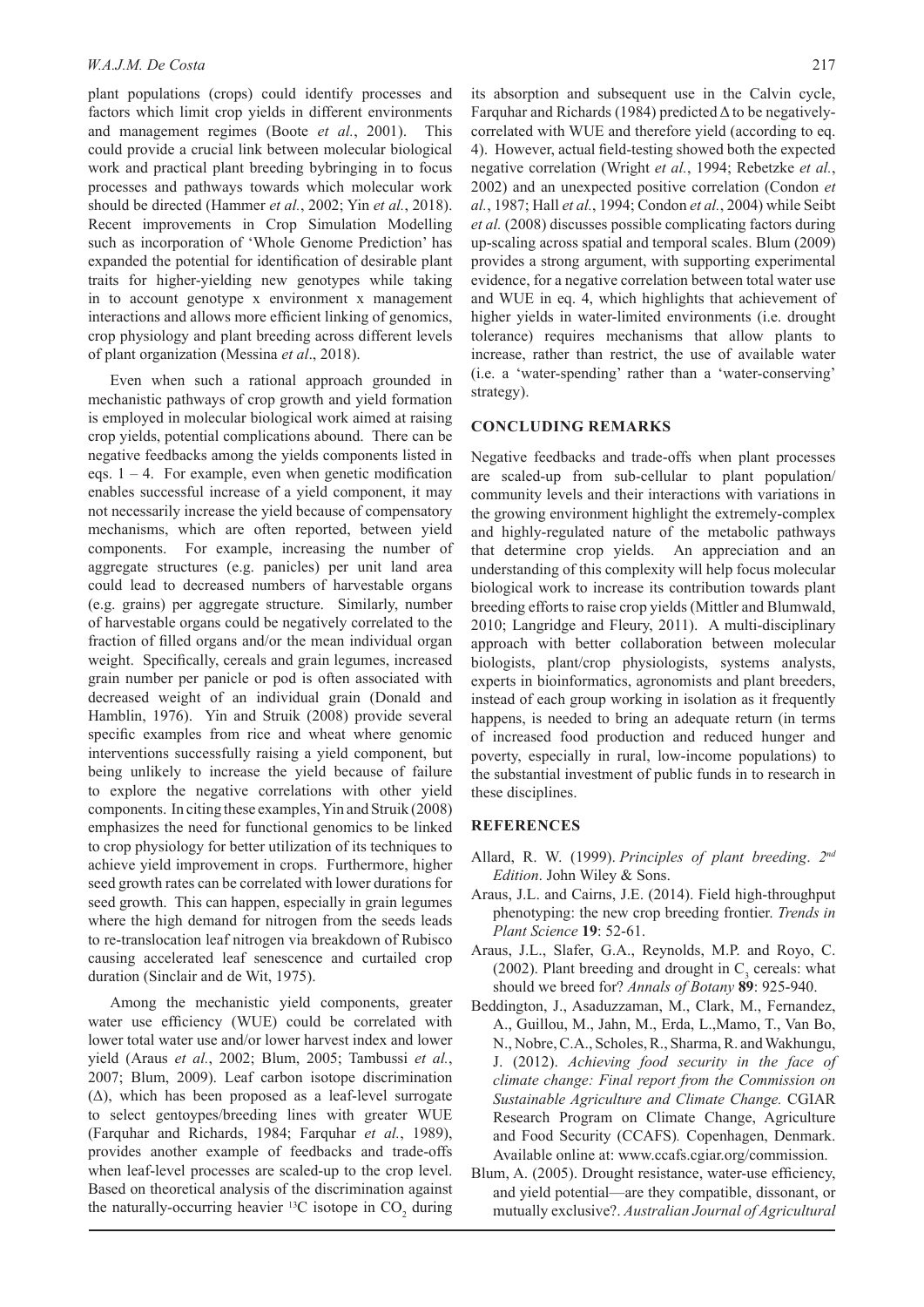plant populations (crops) could identify processes and factors which limit crop yields in different environments and management regimes (Boote *et al.*, 2001). This could provide a crucial link between molecular biological work and practical plant breeding bybringing in to focus processes and pathways towards which molecular work should be directed (Hammer *et al.*, 2002; Yin *et al.*, 2018). Recent improvements in Crop Simulation Modelling such as incorporation of 'Whole Genome Prediction' has expanded the potential for identification of desirable plant traits for higher-yielding new genotypes while taking in to account genotype x environment x management interactions and allows more efficient linking of genomics, crop physiology and plant breeding across different levels of plant organization (Messina *et al*., 2018).

Even when such a rational approach grounded in mechanistic pathways of crop growth and yield formation is employed in molecular biological work aimed at raising crop yields, potential complications abound. There can be negative feedbacks among the yields components listed in eqs. 1 – 4. For example, even when genetic modification enables successful increase of a yield component, it may not necessarily increase the yield because of compensatory mechanisms, which are often reported, between yield components. For example, increasing the number of aggregate structures (e.g. panicles) per unit land area could lead to decreased numbers of harvestable organs (e.g. grains) per aggregate structure. Similarly, number of harvestable organs could be negatively correlated to the fraction of filled organs and/or the mean individual organ weight. Specifically, cereals and grain legumes, increased grain number per panicle or pod is often associated with decreased weight of an individual grain (Donald and Hamblin, 1976). Yin and Struik (2008) provide several specific examples from rice and wheat where genomic interventions successfully raising a yield component, but being unlikely to increase the yield because of failure to explore the negative correlations with other yield components. In citing these examples, Yin and Struik (2008) emphasizes the need for functional genomics to be linked to crop physiology for better utilization of its techniques to achieve yield improvement in crops. Furthermore, higher seed growth rates can be correlated with lower durations for seed growth. This can happen, especially in grain legumes where the high demand for nitrogen from the seeds leads to re-translocation leaf nitrogen via breakdown of Rubisco causing accelerated leaf senescence and curtailed crop duration (Sinclair and de Wit, 1975).

Among the mechanistic yield components, greater water use efficiency (WUE) could be correlated with lower total water use and/or lower harvest index and lower yield (Araus *et al.*, 2002; Blum, 2005; Tambussi *et al.*, 2007; Blum, 2009). Leaf carbon isotope discrimination ($\Delta$), which has been proposed as a leaf-level surrogate to select gentoypes/breeding lines with greater WUE (Farquhar and Richards, 1984; Farquhar *et al.*, 1989), provides another example of feedbacks and trade-offs when leaf-level processes are scaled-up to the crop level. Based on theoretical analysis of the discrimination against the naturally-occurring heavier $^{13}C$ isotope in $CO_2$ during its absorption and subsequent use in the Calvin cycle, Farquhar and Richards (1984) predicted $\Delta$ to be negatively-correlated with WUE and therefore yield (according to eq. 4). However, actual field-testing showed both the expected negative correlation (Wright *et al.*, 1994; Rebetzke *et al.*, 2002) and an unexpected positive correlation (Condon *et al.*, 1987; Hall *et al.*, 1994; Condon *et al.*, 2004) while Seibt *et al.* (2008) discusses possible complicating factors during up-scaling across spatial and temporal scales. Blum (2009) provides a strong argument, with supporting experimental evidence, for a negative correlation between total water use and WUE in eq. 4, which highlights that achievement of higher yields in water-limited environments (i.e. drought tolerance) requires mechanisms that allow plants to increase, rather than restrict, the use of available water (i.e. a 'water-spending' rather than a 'water-conserving' strategy).

## CONCLUDING REMARKS

Negative feedbacks and trade-offs when plant processes are scaled-up from sub-cellular to plant population/community levels and their interactions with variations in the growing environment highlight the extremely-complex and highly-regulated nature of the metabolic pathways that determine crop yields. An appreciation and an understanding of this complexity will help focus molecular biological work to increase its contribution towards plant breeding efforts to raise crop yields (Mittler and Blumwald, 2010; Langridge and Fleury, 2011). A multi-disciplinary approach with better collaboration between molecular biologists, plant/crop physiologists, systems analysts, experts in bioinformatics, agronomists and plant breeders, instead of each group working in isolation as it frequently happens, is needed to bring an adequate return (in terms of increased food production and reduced hunger and poverty, especially in rural, low-income populations) to the substantial investment of public funds in to research in these disciplines.

## REFERENCES

Allard, R. W. (1999). *Principles of plant breeding*. *2nd Edition*. John Wiley & Sons.

Araus, J.L. and Cairns, J.E. (2014). Field high-throughput phenotyping: the new crop breeding frontier. *Trends in Plant Science* **19**: 52-61.

Araus, J.L., Slafer, G.A., Reynolds, M.P. and Royo, C. (2002). Plant breeding and drought in $C_3$ cereals: what should we breed for? *Annals of Botany* **89**: 925-940.

Beddington, J., Asaduzzaman, M., Clark, M., Fernandez, A., Guillou, M., Jahn, M., Erda, L.,Mamo, T., Van Bo, N., Nobre, C.A., Scholes, R., Sharma, R. and Wakhungu, J. (2012). *Achieving food security in the face of climate change: Final report from the Commission on Sustainable Agriculture and Climate Change.* CGIAR Research Program on Climate Change, Agriculture and Food Security (CCAFS). Copenhagen, Denmark. Available online at: www.ccafs.cgiar.org/commission.

Blum, A. (2005). Drought resistance, water-use efficiency, and yield potential—are they compatible, dissonant, or mutually exclusive?. *Australian Journal of Agricultural*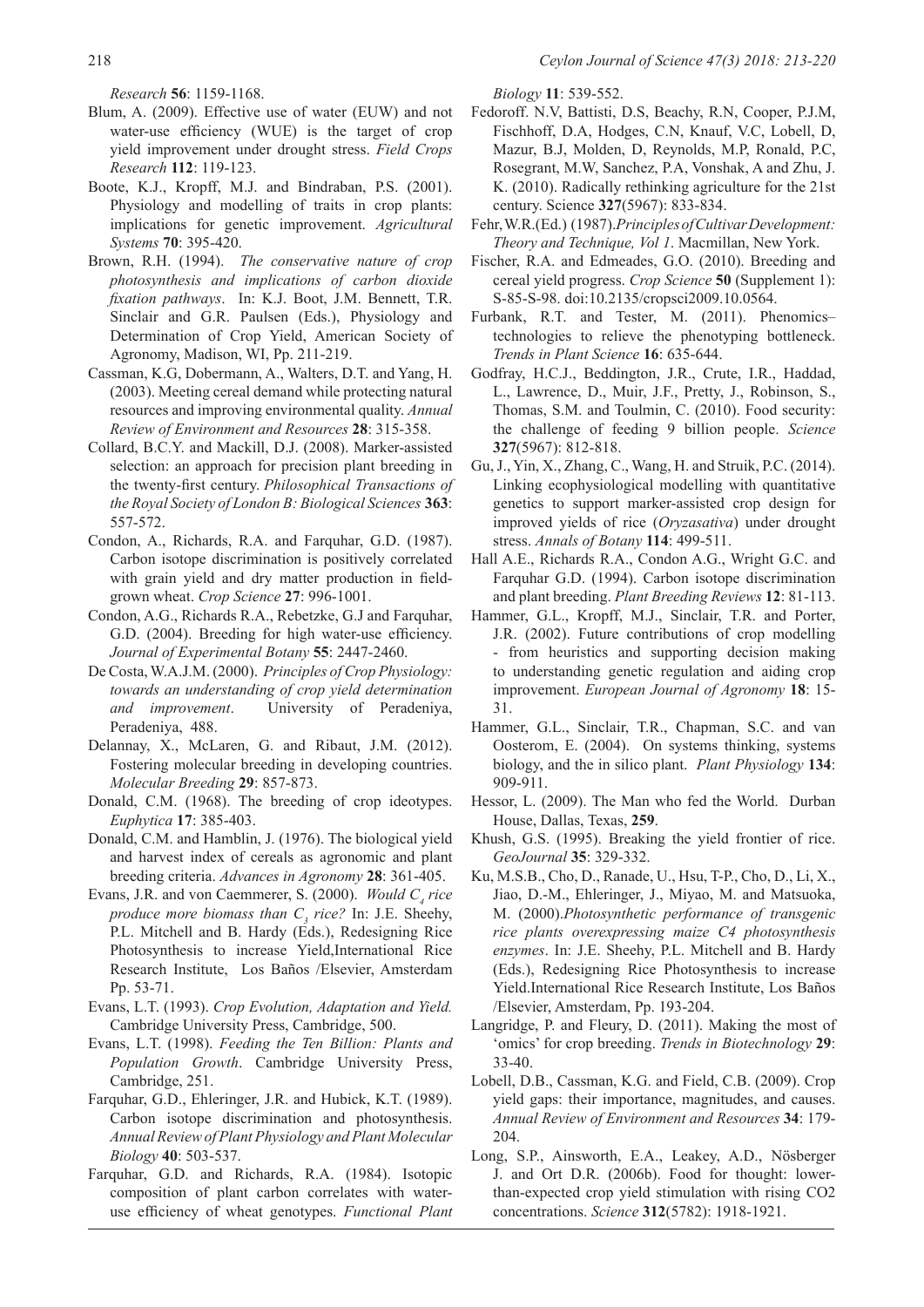*Research* **56**: 1159-1168.

Blum, A. (2009). Effective use of water (EUW) and not water-use efficiency (WUE) is the target of crop yield improvement under drought stress. *Field Crops Research* **112**: 119-123.

Boote, K.J., Kropff, M.J. and Bindraban, P.S. (2001). Physiology and modelling of traits in crop plants: implications for genetic improvement. *Agricultural Systems* **70**: 395-420.

Brown, R.H. (1994). *The conservative nature of crop photosynthesis and implications of carbon dioxide fixation pathways*. In: K.J. Boot, J.M. Bennett, T.R. Sinclair and G.R. Paulsen (Eds.), Physiology and Determination of Crop Yield, American Society of Agronomy, Madison, WI, Pp. 211-219.

Cassman, K.G, Dobermann, A., Walters, D.T. and Yang, H. (2003). Meeting cereal demand while protecting natural resources and improving environmental quality. *Annual Review of Environment and Resources* **28**: 315-358.

Collard, B.C.Y. and Mackill, D.J. (2008). Marker-assisted selection: an approach for precision plant breeding in the twenty-first century. *Philosophical Transactions of the Royal Society of London B: Biological Sciences* **363**: 557-572.

Condon, A., Richards, R.A. and Farquhar, G.D. (1987). Carbon isotope discrimination is positively correlated with grain yield and dry matter production in field-grown wheat. *Crop Science* **27**: 996-1001.

Condon, A.G., Richards R.A., Rebetzke, G.J and Farquhar, G.D. (2004). Breeding for high water-use efficiency. *Journal of Experimental Botany* **55**: 2447-2460.

De Costa, W.A.J.M. (2000). *Principles of Crop Physiology: towards an understanding of crop yield determination and improvement*. University of Peradeniya, Peradeniya, 488.

Delannay, X., McLaren, G. and Ribaut, J.M. (2012). Fostering molecular breeding in developing countries. *Molecular Breeding* **29**: 857-873.

Donald, C.M. (1968). The breeding of crop ideotypes. *Euphytica* **17**: 385-403.

Donald, C.M. and Hamblin, J. (1976). The biological yield and harvest index of cereals as agronomic and plant breeding criteria. *Advances in Agronomy* **28**: 361-405.

Evans, J.R. and von Caemmerer, S. (2000). *Would $C_4$ rice produce more biomass than $C_3$ rice?* In: J.E. Sheehy, P.L. Mitchell and B. Hardy (Eds.), Redesigning Rice Photosynthesis to increase Yield,International Rice Research Institute, Los Baños /Elsevier, Amsterdam Pp. 53-71.

Evans, L.T. (1993). *Crop Evolution, Adaptation and Yield.* Cambridge University Press, Cambridge, 500.

Evans, L.T. (1998). *Feeding the Ten Billion: Plants and Population Growth*. Cambridge University Press, Cambridge, 251.

Farquhar, G.D., Ehleringer, J.R. and Hubick, K.T. (1989). Carbon isotope discrimination and photosynthesis. *Annual Review of Plant Physiology and Plant Molecular Biology* **40**: 503-537.

Farquhar, G.D. and Richards, R.A. (1984). Isotopic composition of plant carbon correlates with water-use efficiency of wheat genotypes. *Functional Plant Biology* **11**: 539-552.

Fedoroff. N.V, Battisti, D.S, Beachy, R.N, Cooper, P.J.M, Fischhoff, D.A, Hodges, C.N, Knauf, V.C, Lobell, D, Mazur, B.J, Molden, D, Reynolds, M.P, Ronald, P.C, Rosegrant, M.W, Sanchez, P.A, Vonshak, A and Zhu, J. K. (2010). Radically rethinking agriculture for the 21st century. Science **327**(5967): 833-834.

Fehr, W.R.(Ed.) (1987).*Principles of Cultivar Development: Theory and Technique, Vol 1*. Macmillan, New York.

Fischer, R.A. and Edmeades, G.O. (2010). Breeding and cereal yield progress. *Crop Science* **50** (Supplement 1): S-85-S-98. doi:10.2135/cropsci2009.10.0564.

Furbank, R.T. and Tester, M. (2011). Phenomics–technologies to relieve the phenotyping bottleneck. *Trends in Plant Science* **16**: 635-644.

Godfray, H.C.J., Beddington, J.R., Crute, I.R., Haddad, L., Lawrence, D., Muir, J.F., Pretty, J., Robinson, S., Thomas, S.M. and Toulmin, C. (2010). Food security: the challenge of feeding 9 billion people. *Science* **327**(5967): 812-818.

Gu, J., Yin, X., Zhang, C., Wang, H. and Struik, P.C. (2014). Linking ecophysiological modelling with quantitative genetics to support marker-assisted crop design for improved yields of rice (*Oryzasativa*) under drought stress. *Annals of Botany* **114**: 499-511.

Hall A.E., Richards R.A., Condon A.G., Wright G.C. and Farquhar G.D. (1994). Carbon isotope discrimination and plant breeding. *Plant Breeding Reviews* **12**: 81-113.

Hammer, G.L., Kropff, M.J., Sinclair, T.R. and Porter, J.R. (2002). Future contributions of crop modelling - from heuristics and supporting decision making to understanding genetic regulation and aiding crop improvement. *European Journal of Agronomy* **18**: 15-31.

Hammer, G.L., Sinclair, T.R., Chapman, S.C. and van Oosterom, E. (2004). On systems thinking, systems biology, and the in silico plant. *Plant Physiology* **134**: 909-911.

Hessor, L. (2009). The Man who fed the World. Durban House, Dallas, Texas, **259**.

Khush, G.S. (1995). Breaking the yield frontier of rice. *GeoJournal* **35**: 329-332.

Ku, M.S.B., Cho, D., Ranade, U., Hsu, T-P., Cho, D., Li, X., Jiao, D.-M., Ehleringer, J., Miyao, M. and Matsuoka, M. (2000).*Photosynthetic performance of transgenic rice plants overexpressing maize C4 photosynthesis enzymes*. In: J.E. Sheehy, P.L. Mitchell and B. Hardy (Eds.), Redesigning Rice Photosynthesis to increase Yield.International Rice Research Institute, Los Baños /Elsevier, Amsterdam, Pp. 193-204.

Langridge, P. and Fleury, D. (2011). Making the most of 'omics' for crop breeding. *Trends in Biotechnology* **29**: 33-40.

Lobell, D.B., Cassman, K.G. and Field, C.B. (2009). Crop yield gaps: their importance, magnitudes, and causes. *Annual Review of Environment and Resources* **34**: 179-204.

Long, S.P., Ainsworth, E.A., Leakey, A.D., Nösberger J. and Ort D.R. (2006b). Food for thought: lower-than-expected crop yield stimulation with rising CO2 concentrations. *Science* **312**(5782): 1918-1921.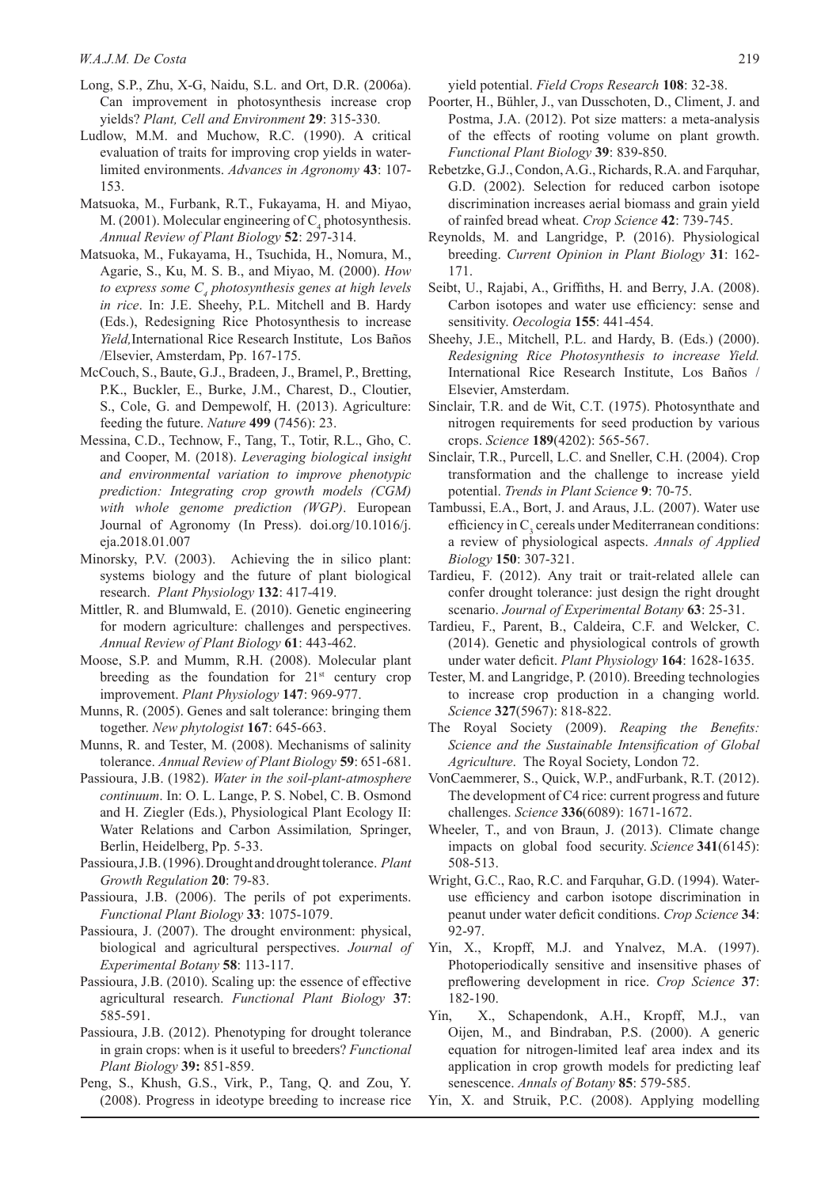Long, S.P., Zhu, X-G, Naidu, S.L. and Ort, D.R. (2006a). Can improvement in photosynthesis increase crop yields? *Plant, Cell and Environment* **29**: 315-330.

Ludlow, M.M. and Muchow, R.C. (1990). A critical evaluation of traits for improving crop yields in water-limited environments. *Advances in Agronomy* **43**: 107-153.

Matsuoka, M., Furbank, R.T., Fukayama, H. and Miyao, M. (2001). Molecular engineering of $C_4$ photosynthesis. *Annual Review of Plant Biology* **52**: 297-314.

Matsuoka, M., Fukayama, H., Tsuchida, H., Nomura, M., Agarie, S., Ku, M. S. B., and Miyao, M. (2000). *How to express some $C_4$ photosynthesis genes at high levels in rice*. In: J.E. Sheehy, P.L. Mitchell and B. Hardy (Eds.), Redesigning Rice Photosynthesis to increase *Yield,*International Rice Research Institute, Los Baños /Elsevier, Amsterdam, Pp. 167-175.

McCouch, S., Baute, G.J., Bradeen, J., Bramel, P., Bretting, P.K., Buckler, E., Burke, J.M., Charest, D., Cloutier, S., Cole, G. and Dempewolf, H. (2013). Agriculture: feeding the future. *Nature* **499** (7456): 23.

Messina, C.D., Technow, F., Tang, T., Totir, R.L., Gho, C. and Cooper, M. (2018). *Leveraging biological insight and environmental variation to improve phenotypic prediction: Integrating crop growth models (CGM) with whole genome prediction (WGP)*. European Journal of Agronomy (In Press). doi.org/10.1016/j.eja.2018.01.007

Minorsky, P.V. (2003). Achieving the in silico plant: systems biology and the future of plant biological research. *Plant Physiology* **132**: 417-419.

Mittler, R. and Blumwald, E. (2010). Genetic engineering for modern agriculture: challenges and perspectives. *Annual Review of Plant Biology* **61**: 443-462.

Moose, S.P. and Mumm, R.H. (2008). Molecular plant breeding as the foundation for 21st century crop improvement. *Plant Physiology* **147**: 969-977.

Munns, R. (2005). Genes and salt tolerance: bringing them together. *New phytologist* **167**: 645-663.

Munns, R. and Tester, M. (2008). Mechanisms of salinity tolerance. *Annual Review of Plant Biology* **59**: 651-681.

Passioura, J.B. (1982). *Water in the soil-plant-atmosphere continuum*. In: O. L. Lange, P. S. Nobel, C. B. Osmond and H. Ziegler (Eds.), Physiological Plant Ecology II: Water Relations and Carbon Assimilation*,* Springer, Berlin, Heidelberg, Pp. 5-33.

Passioura, J.B. (1996). Drought and drought tolerance. *Plant Growth Regulation* **20**: 79-83.

Passioura, J.B. (2006). The perils of pot experiments. *Functional Plant Biology* **33**: 1075-1079.

Passioura, J. (2007). The drought environment: physical, biological and agricultural perspectives. *Journal of Experimental Botany* **58**: 113-117.

Passioura, J.B. (2010). Scaling up: the essence of effective agricultural research. *Functional Plant Biology* **37**: 585-591.

Passioura, J.B. (2012). Phenotyping for drought tolerance in grain crops: when is it useful to breeders? *Functional Plant Biology* **39:** 851-859.

Peng, S., Khush, G.S., Virk, P., Tang, Q. and Zou, Y. (2008). Progress in ideotype breeding to increase rice yield potential. *Field Crops Research* **108**: 32-38.

Poorter, H., Bühler, J., van Dusschoten, D., Climent, J. and Postma, J.A. (2012). Pot size matters: a meta-analysis of the effects of rooting volume on plant growth. *Functional Plant Biology* **39**: 839-850.

Rebetzke, G.J., Condon, A.G., Richards, R.A. and Farquhar, G.D. (2002). Selection for reduced carbon isotope discrimination increases aerial biomass and grain yield of rainfed bread wheat. *Crop Science* **42**: 739-745.

Reynolds, M. and Langridge, P. (2016). Physiological breeding. *Current Opinion in Plant Biology* **31**: 162-171.

Seibt, U., Rajabi, A., Griffiths, H. and Berry, J.A. (2008). Carbon isotopes and water use efficiency: sense and sensitivity. *Oecologia* **155**: 441-454.

Sheehy, J.E., Mitchell, P.L. and Hardy, B. (Eds.) (2000). *Redesigning Rice Photosynthesis to increase Yield.* International Rice Research Institute, Los Baños / Elsevier, Amsterdam.

Sinclair, T.R. and de Wit, C.T. (1975). Photosynthate and nitrogen requirements for seed production by various crops. *Science* **189**(4202): 565-567.

Sinclair, T.R., Purcell, L.C. and Sneller, C.H. (2004). Crop transformation and the challenge to increase yield potential. *Trends in Plant Science* **9**: 70-75.

Tambussi, E.A., Bort, J. and Araus, J.L. (2007). Water use efficiency in $C_3$ cereals under Mediterranean conditions: a review of physiological aspects. *Annals of Applied Biology* **150**: 307-321.

Tardieu, F. (2012). Any trait or trait-related allele can confer drought tolerance: just design the right drought scenario. *Journal of Experimental Botany* **63**: 25-31.

Tardieu, F., Parent, B., Caldeira, C.F. and Welcker, C. (2014). Genetic and physiological controls of growth under water deficit. *Plant Physiology* **164**: 1628-1635.

Tester, M. and Langridge, P. (2010). Breeding technologies to increase crop production in a changing world. *Science* **327**(5967): 818-822.

The Royal Society (2009). *Reaping the Benefits: Science and the Sustainable Intensification of Global Agriculture*. The Royal Society, London 72.

VonCaemmerer, S., Quick, W.P., andFurbank, R.T. (2012). The development of C4 rice: current progress and future challenges. *Science* **336**(6089): 1671-1672.

Wheeler, T., and von Braun, J. (2013). Climate change impacts on global food security. *Science* **341**(6145): 508-513.

Wright, G.C., Rao, R.C. and Farquhar, G.D. (1994). Water-use efficiency and carbon isotope discrimination in peanut under water deficit conditions. *Crop Science* **34**: 92-97.

Yin, X., Kropff, M.J. and Ynalvez, M.A. (1997). Photoperiodically sensitive and insensitive phases of preflowering development in rice. *Crop Science* **37**: 182-190.

Yin, X., Schapendonk, A.H., Kropff, M.J., van Oijen, M., and Bindraban, P.S. (2000). A generic equation for nitrogen-limited leaf area index and its application in crop growth models for predicting leaf senescence. *Annals of Botany* **85**: 579-585.

Yin, X. and Struik, P.C. (2008). Applying modelling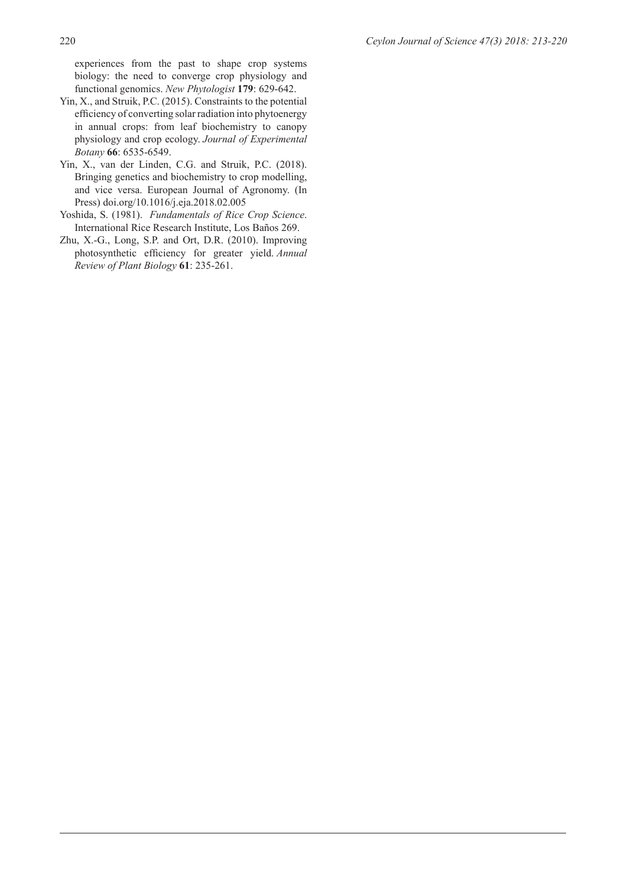experiences from the past to shape crop systems biology: the need to converge crop physiology and functional genomics. *New Phytologist* **179**: 629-642.

Yin, X., and Struik, P.C. (2015). Constraints to the potential efficiency of converting solar radiation into phytoenergy in annual crops: from leaf biochemistry to canopy physiology and crop ecology. *Journal of Experimental Botany* **66**: 6535-6549.

Yin, X., van der Linden, C.G. and Struik, P.C. (2018). Bringing genetics and biochemistry to crop modelling, and vice versa. European Journal of Agronomy. (In Press) doi.org/10.1016/j.eja.2018.02.005

Yoshida, S. (1981). *Fundamentals of Rice Crop Science*. International Rice Research Institute, Los Baños 269.

Zhu, X.-G., Long, S.P. and Ort, D.R. (2010). Improving photosynthetic efficiency for greater yield. *Annual Review of Plant Biology* **61**: 235-261.